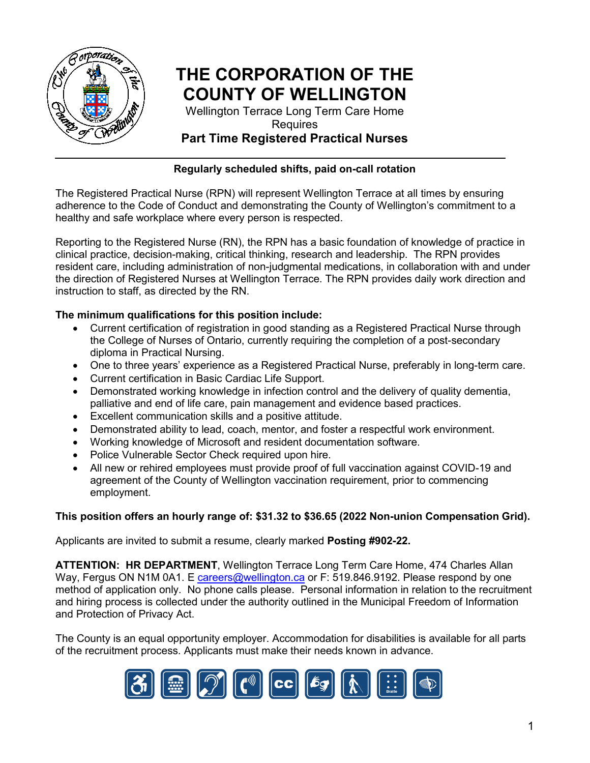# THE CORPORATION OF THE COUNTY OF WELLINGTON

Wellington Terrace Long Term Care Home
Requires

**Part Time Registered Practical Nurses**

---

**Regularly scheduled shifts, paid on-call rotation**

The Registered Practical Nurse (RPN) will represent Wellington Terrace at all times by ensuring adherence to the Code of Conduct and demonstrating the County of Wellington's commitment to a healthy and safe workplace where every person is respected.

Reporting to the Registered Nurse (RN), the RPN has a basic foundation of knowledge of practice in clinical practice, decision-making, critical thinking, research and leadership. The RPN provides resident care, including administration of non-judgmental medications, in collaboration with and under the direction of Registered Nurses at Wellington Terrace. The RPN provides daily work direction and instruction to staff, as directed by the RN.

**The minimum qualifications for this position include:**

- Current certification of registration in good standing as a Registered Practical Nurse through the College of Nurses of Ontario, currently requiring the completion of a post-secondary diploma in Practical Nursing.
- One to three years' experience as a Registered Practical Nurse, preferably in long-term care.
- Current certification in Basic Cardiac Life Support.
- Demonstrated working knowledge in infection control and the delivery of quality dementia, palliative and end of life care, pain management and evidence based practices.
- Excellent communication skills and a positive attitude.
- Demonstrated ability to lead, coach, mentor, and foster a respectful work environment.
- Working knowledge of Microsoft and resident documentation software.
- Police Vulnerable Sector Check required upon hire.
- All new or rehired employees must provide proof of full vaccination against COVID-19 and agreement of the County of Wellington vaccination requirement, prior to commencing employment.

**This position offers an hourly range of: $31.32 to $36.65 (2022 Non-union Compensation Grid).**

Applicants are invited to submit a resume, clearly marked **Posting #902-22.**

**ATTENTION: HR DEPARTMENT**, Wellington Terrace Long Term Care Home, 474 Charles Allan Way, Fergus ON N1M 0A1. E careers@wellington.ca or F: 519.846.9192. Please respond by one method of application only. No phone calls please. Personal information in relation to the recruitment and hiring process is collected under the authority outlined in the Municipal Freedom of Information and Protection of Privacy Act.

The County is an equal opportunity employer. Accommodation for disabilities is available for all parts of the recruitment process. Applicants must make their needs known in advance.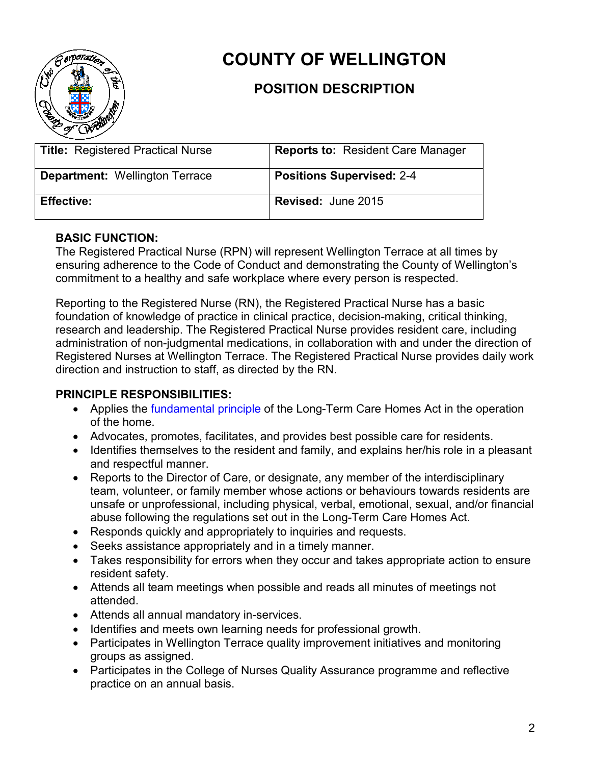# COUNTY OF WELLINGTON

## POSITION DESCRIPTION

| **Title:** Registered Practical Nurse | **Reports to:** Resident Care Manager |
|---|---|
| **Department:** Wellington Terrace | **Positions Supervised:** 2-4 |
| **Effective:** | **Revised:** June 2015 |

**BASIC FUNCTION:**

The Registered Practical Nurse (RPN) will represent Wellington Terrace at all times by ensuring adherence to the Code of Conduct and demonstrating the County of Wellington's commitment to a healthy and safe workplace where every person is respected.

Reporting to the Registered Nurse (RN), the Registered Practical Nurse has a basic foundation of knowledge of practice in clinical practice, decision-making, critical thinking, research and leadership. The Registered Practical Nurse provides resident care, including administration of non-judgmental medications, in collaboration with and under the direction of Registered Nurses at Wellington Terrace. The Registered Practical Nurse provides daily work direction and instruction to staff, as directed by the RN.

**PRINCIPLE RESPONSIBILITIES:**

- Applies the fundamental principle of the Long-Term Care Homes Act in the operation of the home.
- Advocates, promotes, facilitates, and provides best possible care for residents.
- Identifies themselves to the resident and family, and explains her/his role in a pleasant and respectful manner.
- Reports to the Director of Care, or designate, any member of the interdisciplinary team, volunteer, or family member whose actions or behaviours towards residents are unsafe or unprofessional, including physical, verbal, emotional, sexual, and/or financial abuse following the regulations set out in the Long-Term Care Homes Act.
- Responds quickly and appropriately to inquiries and requests.
- Seeks assistance appropriately and in a timely manner.
- Takes responsibility for errors when they occur and takes appropriate action to ensure resident safety.
- Attends all team meetings when possible and reads all minutes of meetings not attended.
- Attends all annual mandatory in-services.
- Identifies and meets own learning needs for professional growth.
- Participates in Wellington Terrace quality improvement initiatives and monitoring groups as assigned.
- Participates in the College of Nurses Quality Assurance programme and reflective practice on an annual basis.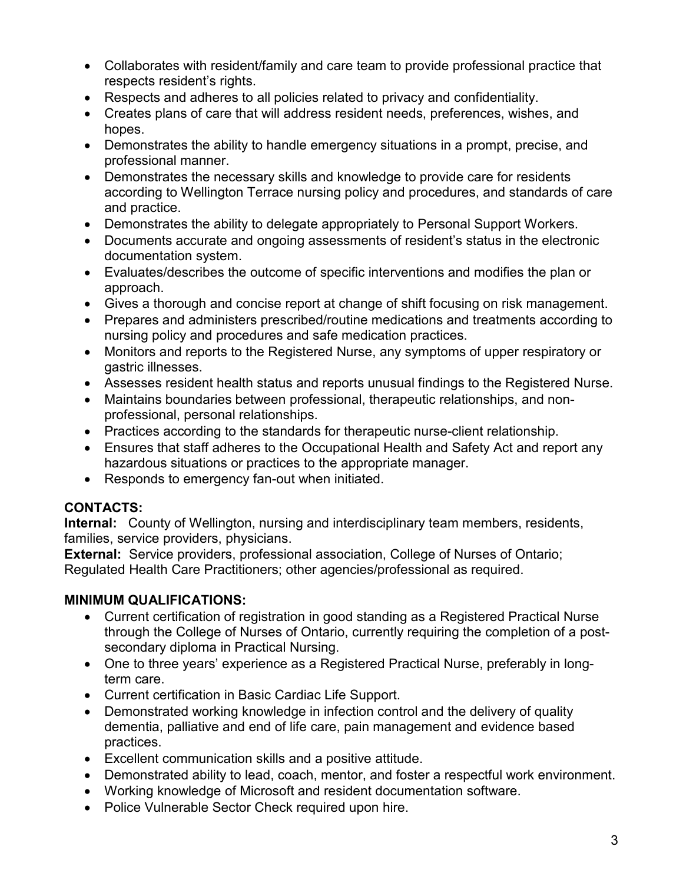- Collaborates with resident/family and care team to provide professional practice that respects resident's rights.
- Respects and adheres to all policies related to privacy and confidentiality.
- Creates plans of care that will address resident needs, preferences, wishes, and hopes.
- Demonstrates the ability to handle emergency situations in a prompt, precise, and professional manner.
- Demonstrates the necessary skills and knowledge to provide care for residents according to Wellington Terrace nursing policy and procedures, and standards of care and practice.
- Demonstrates the ability to delegate appropriately to Personal Support Workers.
- Documents accurate and ongoing assessments of resident's status in the electronic documentation system.
- Evaluates/describes the outcome of specific interventions and modifies the plan or approach.
- Gives a thorough and concise report at change of shift focusing on risk management.
- Prepares and administers prescribed/routine medications and treatments according to nursing policy and procedures and safe medication practices.
- Monitors and reports to the Registered Nurse, any symptoms of upper respiratory or gastric illnesses.
- Assesses resident health status and reports unusual findings to the Registered Nurse.
- Maintains boundaries between professional, therapeutic relationships, and non-professional, personal relationships.
- Practices according to the standards for therapeutic nurse-client relationship.
- Ensures that staff adheres to the Occupational Health and Safety Act and report any hazardous situations or practices to the appropriate manager.
- Responds to emergency fan-out when initiated.

**CONTACTS:**

**Internal:** County of Wellington, nursing and interdisciplinary team members, residents, families, service providers, physicians.

**External:** Service providers, professional association, College of Nurses of Ontario; Regulated Health Care Practitioners; other agencies/professional as required.

**MINIMUM QUALIFICATIONS:**

- Current certification of registration in good standing as a Registered Practical Nurse through the College of Nurses of Ontario, currently requiring the completion of a post-secondary diploma in Practical Nursing.
- One to three years' experience as a Registered Practical Nurse, preferably in long-term care.
- Current certification in Basic Cardiac Life Support.
- Demonstrated working knowledge in infection control and the delivery of quality dementia, palliative and end of life care, pain management and evidence based practices.
- Excellent communication skills and a positive attitude.
- Demonstrated ability to lead, coach, mentor, and foster a respectful work environment.
- Working knowledge of Microsoft and resident documentation software.
- Police Vulnerable Sector Check required upon hire.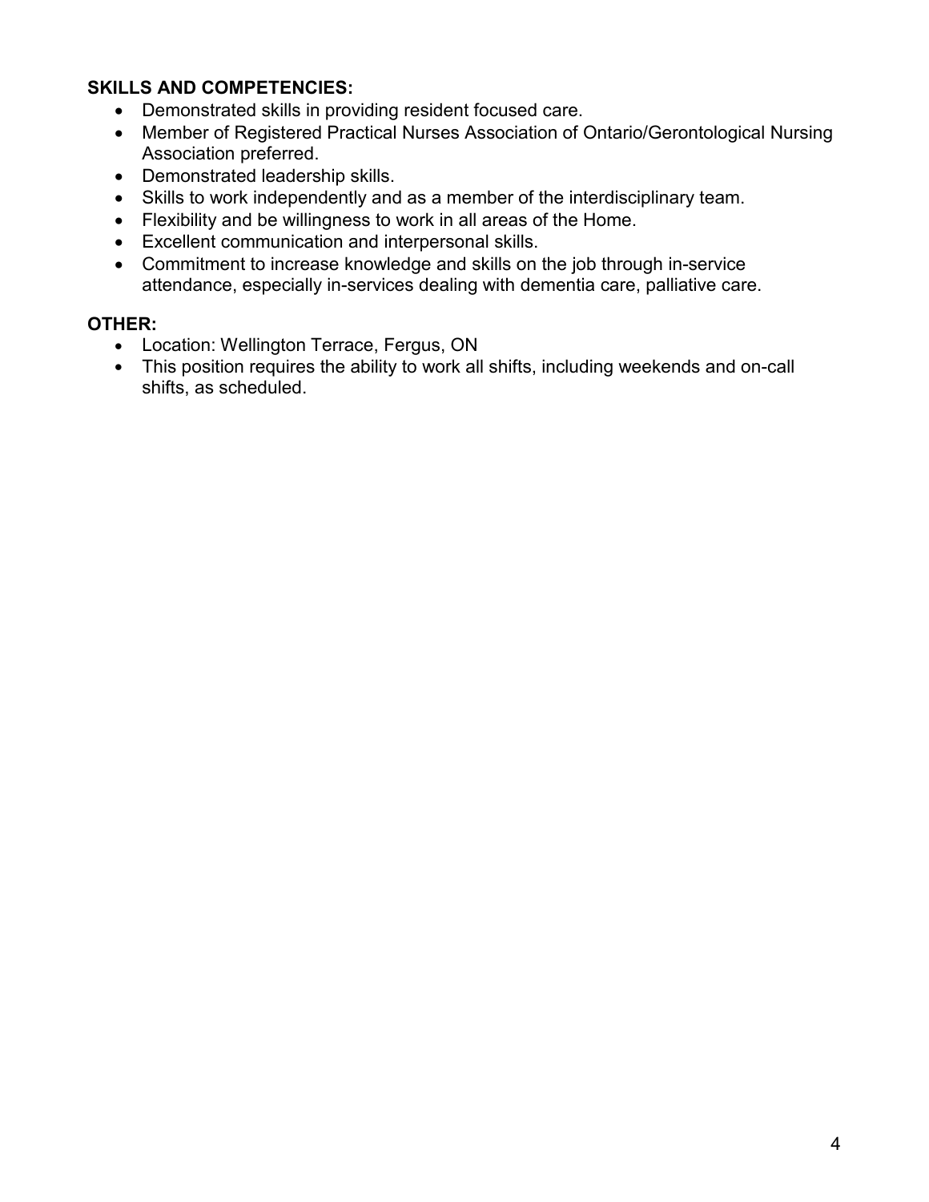**SKILLS AND COMPETENCIES:**

- Demonstrated skills in providing resident focused care.
- Member of Registered Practical Nurses Association of Ontario/Gerontological Nursing Association preferred.
- Demonstrated leadership skills.
- Skills to work independently and as a member of the interdisciplinary team.
- Flexibility and be willingness to work in all areas of the Home.
- Excellent communication and interpersonal skills.
- Commitment to increase knowledge and skills on the job through in-service attendance, especially in-services dealing with dementia care, palliative care.

**OTHER:**

- Location: Wellington Terrace, Fergus, ON
- This position requires the ability to work all shifts, including weekends and on-call shifts, as scheduled.